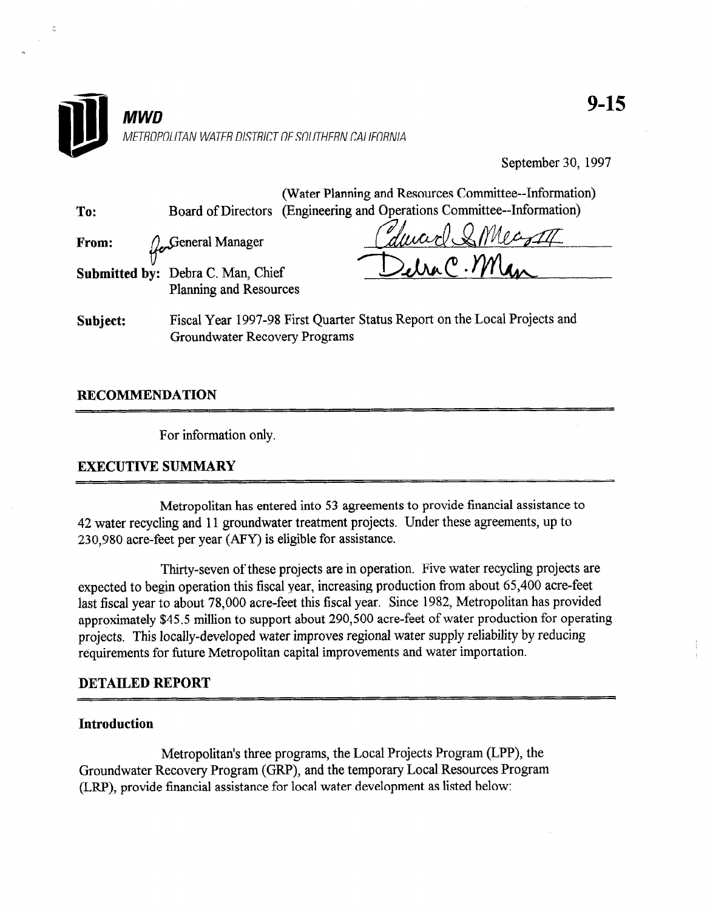# MWD

METROPOLITAN WATER DISTRICT OF SOUTHERN CALIFORNIA

9-15

September 30, 1997

**To:** Board of Directors (Water Planning and Resources Committee--Information) (Engineering and Operations Committee--Information)

**From:** General Manager

**Submitted by:** Debra C. Man, Chief Planning and Resources

**Subject:** Fiscal Year 1997-98 First Quarter Status Report on the Local Projects and Groundwater Recovery Programs

## RECOMMENDATION

For information only.

## EXECUTIVE SUMMARY

Metropolitan has entered into 53 agreements to provide financial assistance to 42 water recycling and 11 groundwater treatment projects. Under these agreements, up to 230,980 acre-feet per year (AFY) is eligible for assistance.

Thirty-seven of these projects are in operation. Five water recycling projects are expected to begin operation this fiscal year, increasing production from about 65,400 acre-feet last fiscal year to about 78,000 acre-feet this fiscal year. Since 1982, Metropolitan has provided approximately $45.5 million to support about 290,500 acre-feet of water production for operating projects. This locally-developed water improves regional water supply reliability by reducing requirements for future Metropolitan capital improvements and water importation.

## DETAILED REPORT

### Introduction

Metropolitan's three programs, the Local Projects Program (LPP), the Groundwater Recovery Program (GRP), and the temporary Local Resources Program (LRP), provide financial assistance for local water development as listed below: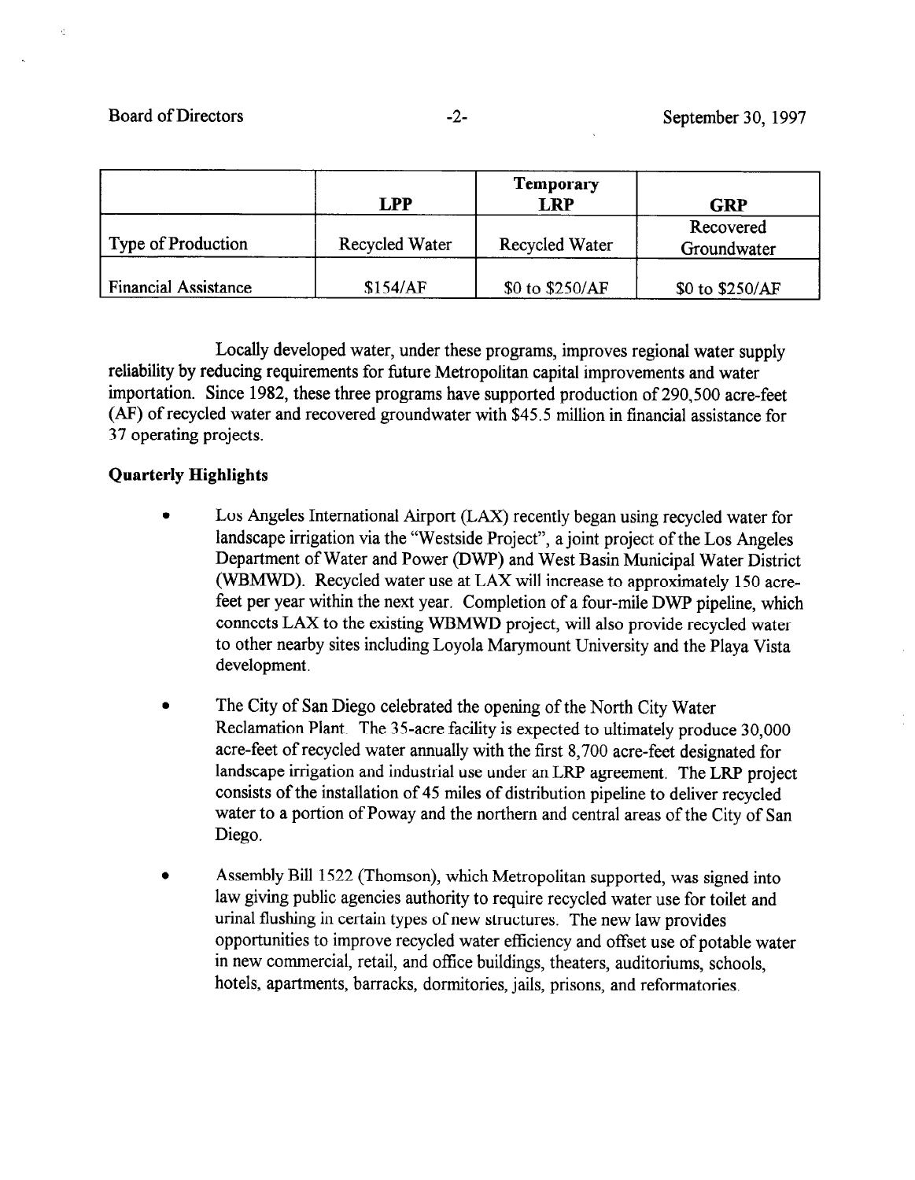| | LPP | Temporary LRP | GRP |
|---|---|---|---|
| Type of Production | Recycled Water | Recycled Water | Recovered Groundwater |
| Financial Assistance | $154/AF | $0 to $250/AF | $0 to $250/AF |

Locally developed water, under these programs, improves regional water supply reliability by reducing requirements for future Metropolitan capital improvements and water importation. Since 1982, these three programs have supported production of 290,500 acre-feet (AF) of recycled water and recovered groundwater with $45.5 million in financial assistance for 37 operating projects.

**Quarterly Highlights**

- Los Angeles International Airport (LAX) recently began using recycled water for landscape irrigation via the "Westside Project", a joint project of the Los Angeles Department of Water and Power (DWP) and West Basin Municipal Water District (WBMWD). Recycled water use at LAX will increase to approximately 150 acre-feet per year within the next year. Completion of a four-mile DWP pipeline, which connects LAX to the existing WBMWD project, will also provide recycled water to other nearby sites including Loyola Marymount University and the Playa Vista development.

- The City of San Diego celebrated the opening of the North City Water Reclamation Plant. The 35-acre facility is expected to ultimately produce 30,000 acre-feet of recycled water annually with the first 8,700 acre-feet designated for landscape irrigation and industrial use under an LRP agreement. The LRP project consists of the installation of 45 miles of distribution pipeline to deliver recycled water to a portion of Poway and the northern and central areas of the City of San Diego.

- Assembly Bill 1522 (Thomson), which Metropolitan supported, was signed into law giving public agencies authority to require recycled water use for toilet and urinal flushing in certain types of new structures. The new law provides opportunities to improve recycled water efficiency and offset use of potable water in new commercial, retail, and office buildings, theaters, auditoriums, schools, hotels, apartments, barracks, dormitories, jails, prisons, and reformatories.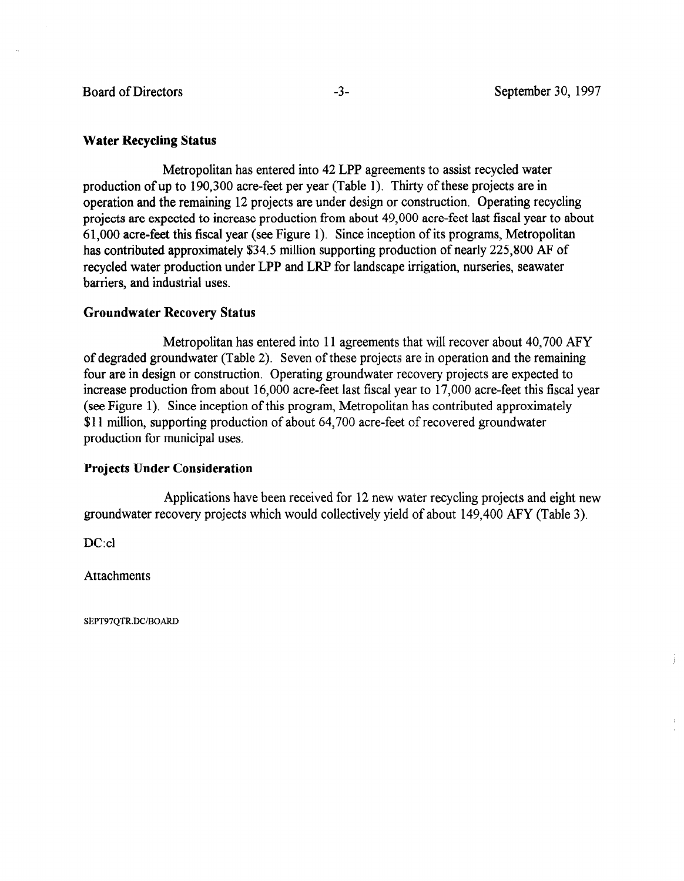## Water Recycling Status

Metropolitan has entered into 42 LPP agreements to assist recycled water production of up to 190,300 acre-feet per year (Table 1). Thirty of these projects are in operation and the remaining 12 projects are under design or construction. Operating recycling projects are expected to increase production from about 49,000 acre-feet last fiscal year to about 61,000 acre-feet this fiscal year (see Figure 1). Since inception of its programs, Metropolitan has contributed approximately $34.5 million supporting production of nearly 225,800 AF of recycled water production under LPP and LRP for landscape irrigation, nurseries, seawater barriers, and industrial uses.

## Groundwater Recovery Status

Metropolitan has entered into 11 agreements that will recover about 40,700 AFY of degraded groundwater (Table 2). Seven of these projects are in operation and the remaining four are in design or construction. Operating groundwater recovery projects are expected to increase production from about 16,000 acre-feet last fiscal year to 17,000 acre-feet this fiscal year (see Figure 1). Since inception of this program, Metropolitan has contributed approximately $11 million, supporting production of about 64,700 acre-feet of recovered groundwater production for municipal uses.

## Projects Under Consideration

Applications have been received for 12 new water recycling projects and eight new groundwater recovery projects which would collectively yield of about 149,400 AFY (Table 3).

DC:cl

Attachments

SEPT97QTR.DC/BOARD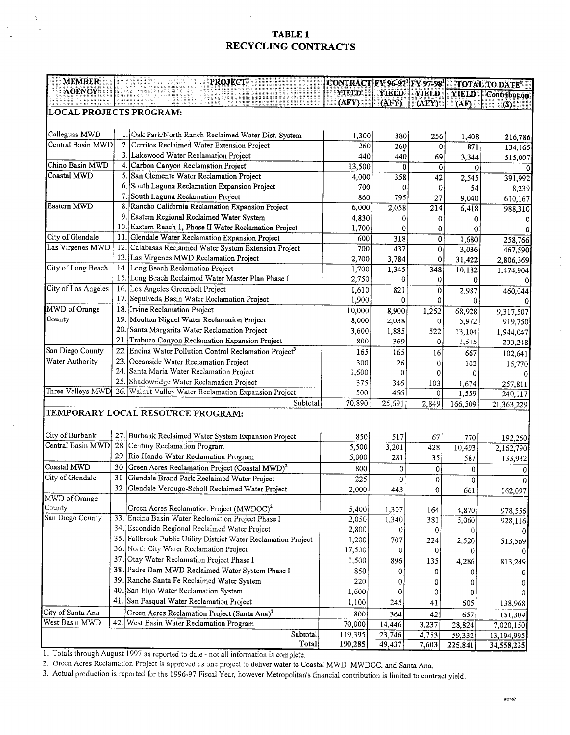# TABLE 1
# RECYCLING CONTRACTS

| MEMBER AGENCY | | PROJECT | CONTRACT YIELD (AFY) | FY 96-97[1] YIELD (AFY) | FY 97-98[1] YIELD (AFY) | TOTAL TO DATE[1] YIELD (AF) | TOTAL TO DATE[1] Contribution ($) |
|---|---|---|---|---|---|---|---|
| **LOCAL PROJECTS PROGRAM:** | | | | | | | |
| Calleguas MWD | 1. | Oak Park/North Ranch Reclaimed Water Dist. System | 1,300 | 880 | 256 | 1,408 | 216,786 |
| Central Basin MWD | 2. | Cerritos Reclaimed Water Extension Project | 260 | 260 | 0 | 871 | 134,165 |
| | 3. | Lakewood Water Reclamation Project | 440 | 440 | 69 | 3,344 | 515,007 |
| Chino Basin MWD | 4. | Carbon Canyon Reclamation Project | 13,500 | 0 | 0 | 0 | 0 |
| Coastal MWD | 5. | San Clemente Water Reclamation Project | 4,000 | 358 | 42 | 2,545 | 391,992 |
| | 6. | South Laguna Reclamation Expansion Project | 700 | 0 | 0 | 54 | 8,239 |
| | 7. | South Laguna Reclamation Project | 860 | 795 | 27 | 9,040 | 610,167 |
| Eastern MWD | 8. | Rancho California Reclamation Expansion Project | 6,000 | 2,058 | 214 | 6,418 | 988,310 |
| | 9. | Eastern Regional Reclaimed Water System | 4,830 | 0 | 0 | 0 | 0 |
| | 10. | Eastern Reach 1, Phase II Water Reclamation Project | 1,700 | 0 | 0 | 0 | 0 |
| City of Glendale | 11. | Glendale Water Reclamation Expansion Project | 600 | 318 | 0 | 1,680 | 258,766 |
| Las Virgenes MWD | 12. | Calabasas Reclaimed Water System Extension Project | 700 | 437 | 0 | 3,036 | 467,590 |
| | 13. | Las Virgenes MWD Reclamation Project | 2,700 | 3,784 | 0 | 31,422 | 2,806,369 |
| City of Long Beach | 14. | Long Beach Reclamation Project | 1,700 | 1,345 | 348 | 10,182 | 1,474,904 |
| | 15. | Long Beach Reclaimed Water Master Plan Phase I | 2,750 | 0 | 0 | 0 | 0 |
| City of Los Angeles | 16. | Los Angeles Greenbelt Project | 1,610 | 821 | 0 | 2,987 | 460,044 |
| | 17. | Sepulveda Basin Water Reclamation Project | 1,900 | 0 | 0 | 0 | 0 |
| MWD of Orange County | 18. | Irvine Reclamation Project | 10,000 | 8,900 | 1,252 | 68,928 | 9,317,507 |
| | 19. | Moulton Niguel Water Reclamation Project | 8,000 | 2,038 | 0 | 5,972 | 919,750 |
| | 20. | Santa Margarita Water Reclamation Project | 3,600 | 1,885 | 522 | 13,104 | 1,944,047 |
| | 21. | Trabuco Canyon Reclamation Expansion Project | 800 | 369 | 0 | 1,515 | 233,248 |
| San Diego County Water Authority | 22. | Encina Water Pollution Control Reclamation Project[3] | 165 | 165 | 16 | 667 | 102,641 |
| | 23. | Oceanside Water Reclamation Project | 300 | 26 | 0 | 102 | 15,770 |
| | 24. | Santa Maria Water Reclamation Project | 1,600 | 0 | 0 | 0 | 0 |
| | 25. | Shadowridge Water Reclamation Project | 375 | 346 | 103 | 1,674 | 257,811 |
| Three Valleys MWD | 26. | Walnut Valley Water Reclamation Expansion Project | 500 | 466 | 0 | 1,559 | 240,117 |
| | | Subtotal | 70,890 | 25,691 | 2,849 | 166,509 | 21,363,229 |
| **TEMPORARY LOCAL RESOURCE PROGRAM:** | | | | | | | |
| City of Burbank | 27. | Burbank Reclaimed Water System Expansion Project | 850 | 517 | 67 | 770 | 192,260 |
| Central Basin MWD | 28. | Century Reclamation Program | 5,500 | 3,201 | 428 | 10,493 | 2,162,790 |
| | 29. | Rio Hondo Water Reclamation Program | 5,000 | 281 | 35 | 587 | 133,932 |
| Coastal MWD | 30. | Green Acres Reclamation Project (Coastal MWD)[2] | 800 | 0 | 0 | 0 | 0 |
| City of Glendale | 31. | Glendale Brand Park Reclaimed Water Project | 225 | 0 | 0 | 0 | 0 |
| | 32. | Glendale Verdugo-Scholl Reclaimed Water Project | 2,000 | 443 | 0 | 661 | 162,097 |
| MWD of Orange County | | Green Acres Reclamation Project (MWDOC)[2] | 5,400 | 1,307 | 164 | 4,870 | 978,556 |
| San Diego County | 33. | Encina Basin Water Reclamation Project Phase I | 2,050 | 1,340 | 381 | 5,060 | 928,116 |
| | 34. | Escondido Regional Reclaimed Water Project | 2,800 | 0 | 0 | 0 | 0 |
| | 35. | Fallbrook Public Utility District Water Reclamation Project | 1,200 | 707 | 224 | 2,520 | 513,569 |
| | 36. | North City Water Reclamation Project | 17,500 | 0 | 0 | 0 | 0 |
| | 37. | Otay Water Reclamation Project Phase I | 1,500 | 896 | 135 | 4,286 | 813,249 |
| | 38. | Padre Dam MWD Reclaimed Water System Phase I | 850 | 0 | 0 | 0 | 0 |
| | 39. | Rancho Santa Fe Reclaimed Water System | 220 | 0 | 0 | 0 | 0 |
| | 40. | San Elijo Water Reclamation System | 1,600 | 0 | 0 | 0 | 0 |
| | 41. | San Pasqual Water Reclamation Project | 1,100 | 245 | 41 | 605 | 138,968 |
| City of Santa Ana | | Green Acres Reclamation Project (Santa Ana)[2] | 800 | 364 | 42 | 657 | 151,309 |
| West Basin MWD | 42. | West Basin Water Reclamation Program | 70,000 | 14,446 | 3,237 | 28,824 | 7,020,150 |
| | | Subtotal | 119,395 | 23,746 | 4,753 | 59,332 | 13,194,995 |
| | | Total | 190,285 | 49,437 | 7,603 | 225,841 | 34,558,225 |

1. Totals through August 1997 as reported to date - not all information is complete.
2. Green Acres Reclamation Project is approved as one project to deliver water to Coastal MWD, MWDOC, and Santa Ana.
3. Actual production is reported for the 1996-97 Fiscal Year, however Metropolitan's financial contribution is limited to contract yield.

9/21/97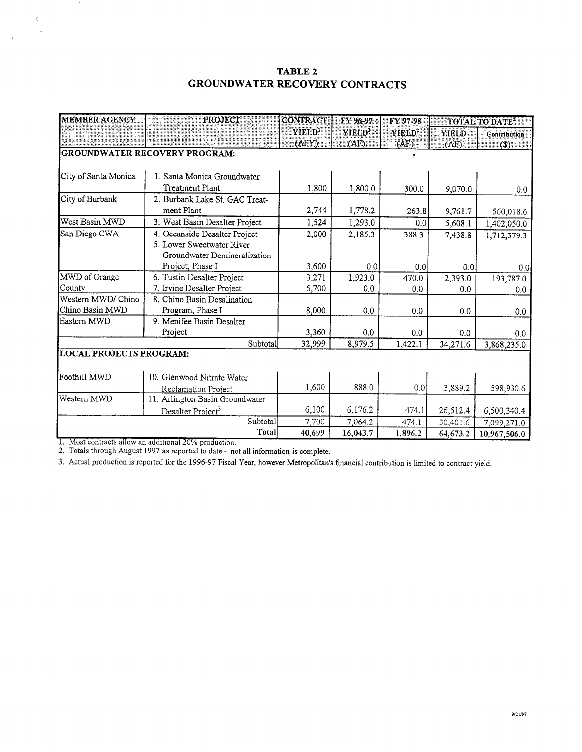# TABLE 2
# GROUNDWATER RECOVERY CONTRACTS

| MEMBER AGENCY | PROJECT | CONTRACT YIELD[1] (AFY) | FY 96-97 YIELD[2] (AF) | FY 97-98 YIELD[2] (AF) | TOTAL TO DATE[2] | |
|---|---|---|---|---|---|---|
| | | | | | YIELD (AF) | Contribution ($) |
| **GROUNDWATER RECOVERY PROGRAM:** | | | | | | |
| City of Santa Monica | 1. Santa Monica Groundwater Treatment Plant | 1,800 | 1,800.0 | 300.0 | 9,070.0 | 0.0 |
| City of Burbank | 2. Burbank Lake St. GAC Treatment Plant | 2,744 | 1,778.2 | 263.8 | 9,761.7 | 560,018.6 |
| West Basin MWD | 3. West Basin Desalter Project | 1,524 | 1,293.0 | 0.0 | 5,608.1 | 1,402,050.0 |
| San Diego CWA | 4. Oceanside Desalter Project | 2,000 | 2,185.3 | 388.3 | 7,438.8 | 1,712,379.3 |
| | 5. Lower Sweetwater River Groundwater Demineralization Project, Phase I | 3,600 | 0.0 | 0.0 | 0.0 | 0.0 |
| MWD of Orange County | 6. Tustin Desalter Project | 3,271 | 1,923.0 | 470.0 | 2,393.0 | 193,787.0 |
| | 7. Irvine Desalter Project | 6,700 | 0.0 | 0.0 | 0.0 | 0.0 |
| Western MWD/ Chino Chino Basin MWD | 8. Chino Basin Desalination Program, Phase I | 8,000 | 0.0 | 0.0 | 0.0 | 0.0 |
| Eastern MWD | 9. Menifee Basin Desalter Project | 3,360 | 0.0 | 0.0 | 0.0 | 0.0 |
| | Subtotal | 32,999 | 8,979.5 | 1,422.1 | 34,271.6 | 3,868,235.0 |
| **LOCAL PROJECTS PROGRAM:** | | | | | | |
| Foothill MWD | 10. Glenwood Nitrate Water Reclamation Project | 1,600 | 888.0 | 0.0 | 3,889.2 | 598,930.6 |
| Western MWD | 11. Arlington Basin Groundwater Desalter Project[3] | 6,100 | 6,176.2 | 474.1 | 26,512.4 | 6,500,340.4 |
| | Subtotal | 7,700 | 7,064.2 | 474.1 | 30,401.6 | 7,099,271.0 |
| | Total | 40,699 | 16,043.7 | 1,896.2 | 64,673.2 | 10,967,506.0 |

1. Most contracts allow an additional 20% production.
2. Totals through August 1997 as reported to date - not all information is complete.
3. Actual production is reported for the 1996-97 Fiscal Year, however Metropolitan's financial contribution is limited to contract yield.

9/21/97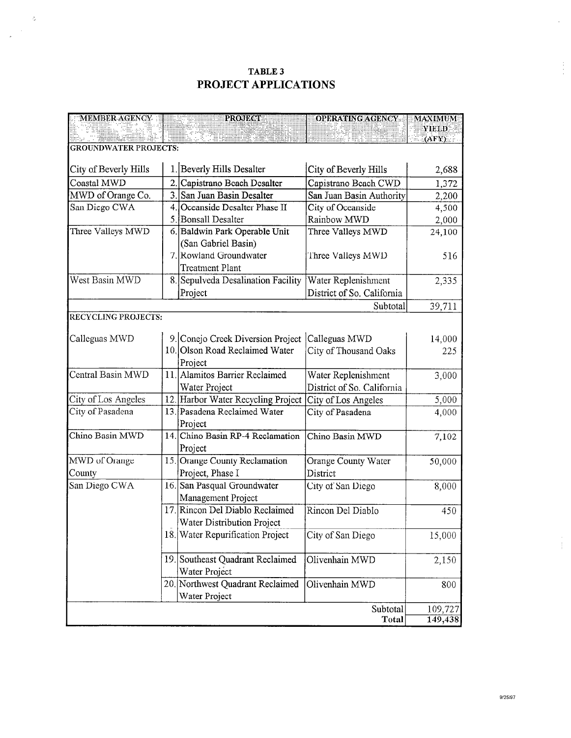# TABLE 3
# PROJECT APPLICATIONS

| MEMBER AGENCY | | PROJECT | OPERATING AGENCY | MAXIMUM YIELD (AFY) |
|---|---|---|---|---|
| **GROUNDWATER PROJECTS:** | | | | |
| City of Beverly Hills | 1. | Beverly Hills Desalter | City of Beverly Hills | 2,688 |
| Coastal MWD | 2. | Capistrano Beach Desalter | Capistrano Beach CWD | 1,372 |
| MWD of Orange Co. | 3. | San Juan Basin Desalter | San Juan Basin Authority | 2,200 |
| San Diego CWA | 4. | Oceanside Desalter Phase II | City of Oceanside | 4,500 |
| | 5. | Bonsall Desalter | Rainbow MWD | 2,000 |
| Three Valleys MWD | 6. | Baldwin Park Operable Unit (San Gabriel Basin) | Three Valleys MWD | 24,100 |
| | 7. | Rowland Groundwater Treatment Plant | Three Valleys MWD | 516 |
| West Basin MWD | 8. | Sepulveda Desalination Facility Project | Water Replenishment District of So. California | 2,335 |
| | | | Subtotal | 39,711 |
| **RECYCLING PROJECTS:** | | | | |
| Calleguas MWD | 9. | Conejo Creek Diversion Project | Calleguas MWD | 14,000 |
| | 10. | Olson Road Reclaimed Water Project | City of Thousand Oaks | 225 |
| Central Basin MWD | 11. | Alamitos Barrier Reclaimed Water Project | Water Replenishment District of So. California | 3,000 |
| City of Los Angeles | 12. | Harbor Water Recycling Project | City of Los Angeles | 5,000 |
| City of Pasadena | 13. | Pasadena Reclaimed Water Project | City of Pasadena | 4,000 |
| Chino Basin MWD | 14. | Chino Basin RP-4 Reclamation Project | Chino Basin MWD | 7,102 |
| MWD of Orange County | 15. | Orange County Reclamation Project, Phase I | Orange County Water District | 50,000 |
| San Diego CWA | 16. | San Pasqual Groundwater Management Project | City of San Diego | 8,000 |
| | 17. | Rincon Del Diablo Reclaimed Water Distribution Project | Rincon Del Diablo | 450 |
| | 18. | Water Repurification Project | City of San Diego | 15,000 |
| | 19. | Southeast Quadrant Reclaimed Water Project | Olivenhain MWD | 2,150 |
| | 20. | Northwest Quadrant Reclaimed Water Project | Olivenhain MWD | 800 |
| | | | Subtotal | 109,727 |
| | | | **Total** | **149,438** |

9/25/97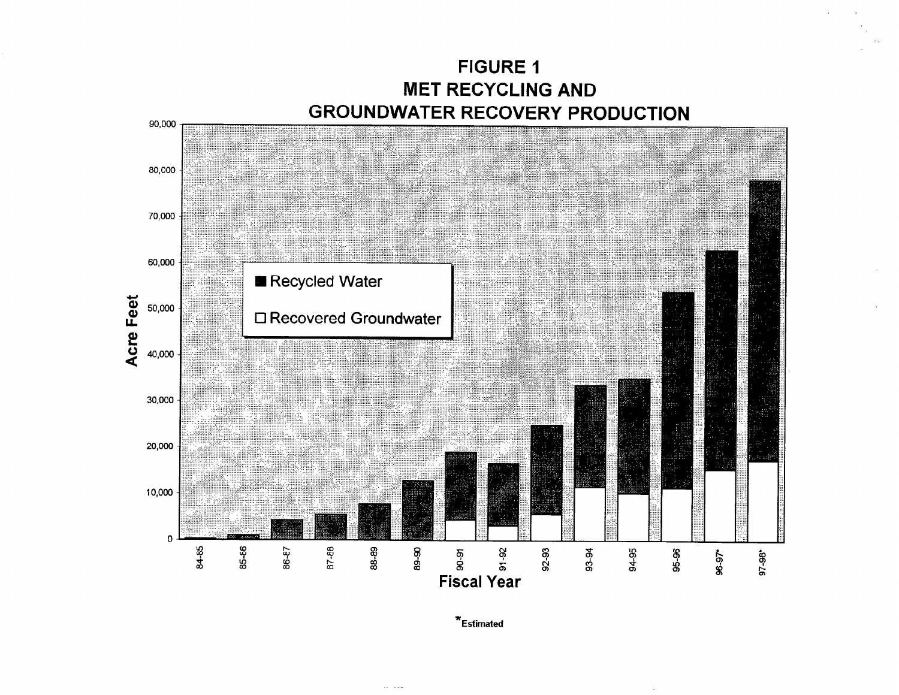# FIGURE 1
# MET RECYCLING AND GROUNDWATER RECOVERY PRODUCTION

90,000
80,000
70,000
60,000
50,000
40,000
30,000
20,000
10,000
0

Acre Feet

■ Recycled Water
□ Recovered Groundwater

84-85
85-86
86-87
87-88
88-89
89-90
90-91
91-92
92-93
93-94
94-95
95-96
96-97*
97-98*

**Fiscal Year**

*Estimated